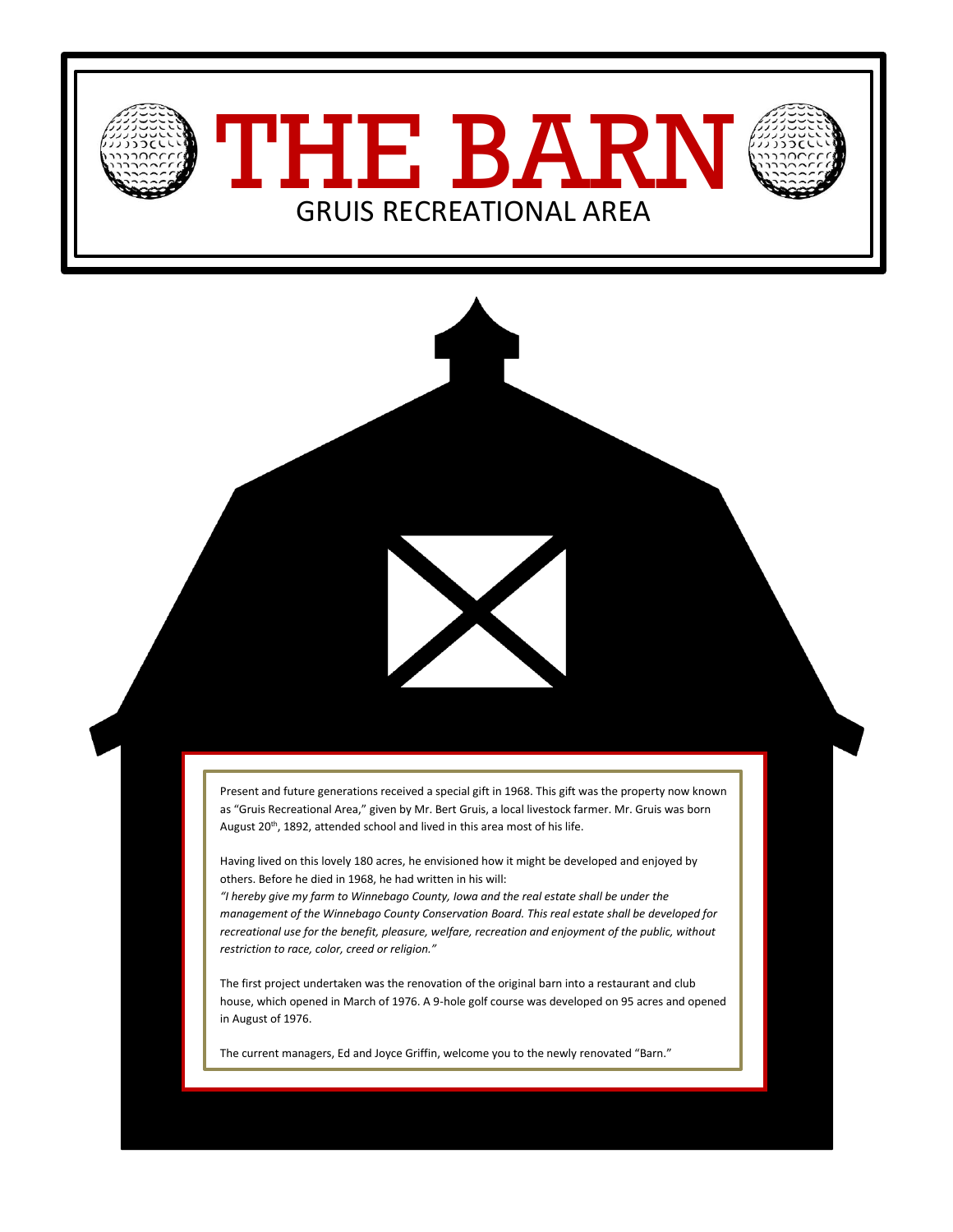# THE BARN

## GRUIS RECREATIONAL AREA

Present and future generations received a special gift in 1968. This gift was the property now known as "Gruis Recreational Area," given by Mr. Bert Gruis, a local livestock farmer. Mr. Gruis was born August 20th, 1892, attended school and lived in this area most of his life.

Having lived on this lovely 180 acres, he envisioned how it might be developed and enjoyed by others. Before he died in 1968, he had written in his will:

*"I hereby give my farm to Winnebago County, Iowa and the real estate shall be under the management of the Winnebago County Conservation Board. This real estate shall be developed for recreational use for the benefit, pleasure, welfare, recreation and enjoyment of the public, without restriction to race, color, creed or religion."*

The first project undertaken was the renovation of the original barn into a restaurant and club house, which opened in March of 1976. A 9-hole golf course was developed on 95 acres and opened in August of 1976.

The current managers, Ed and Joyce Griffin, welcome you to the newly renovated "Barn."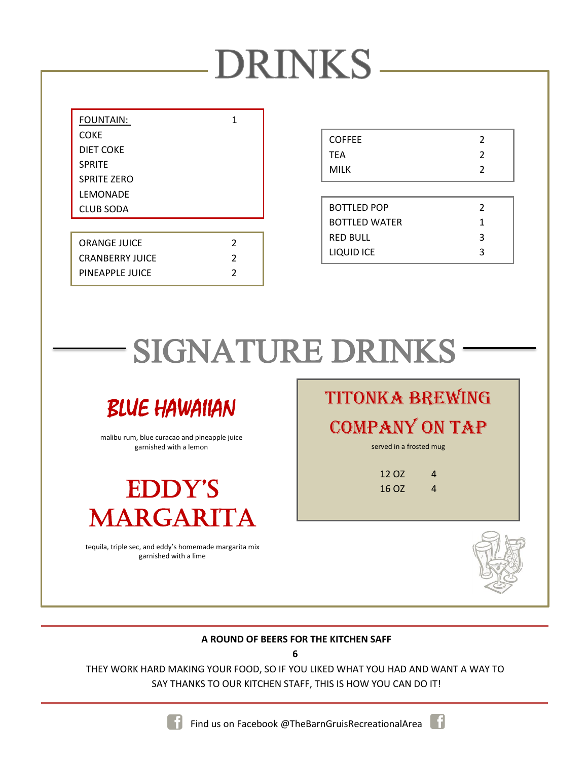# DRINKS

| FOUNTAIN: | 1 |
|---|---|
| COKE | |
| DIET COKE | |
| SPRITE | |
| SPRITE ZERO | |
| LEMONADE | |
| CLUB SODA | |

| ORANGE JUICE | 2 |
|---|---|
| CRANBERRY JUICE | 2 |
| PINEAPPLE JUICE | 2 |

| COFFEE | 2 |
|---|---|
| TEA | 2 |
| MILK | 2 |

| BOTTLED POP | 2 |
|---|---|
| BOTTLED WATER | 1 |
| RED BULL | 3 |
| LIQUID ICE | 3 |

# SIGNATURE DRINKS

## BLUE HAWAIIAN

malibu rum, blue curacao and pineapple juice
garnished with a lemon

## EDDY'S MARGARITA

tequila, triple sec, and eddy's homemade margarita mix
garnished with a lime

## TITONKA BREWING COMPANY ON TAP

served in a frosted mug

| 12 OZ | 4 |
|---|---|
| 16 OZ | 4 |

**A ROUND OF BEERS FOR THE KITCHEN SAFF**

**6**

THEY WORK HARD MAKING YOUR FOOD, SO IF YOU LIKED WHAT YOU HAD AND WANT A WAY TO SAY THANKS TO OUR KITCHEN STAFF, THIS IS HOW YOU CAN DO IT!

Find us on Facebook @TheBarnGruisRecreationalArea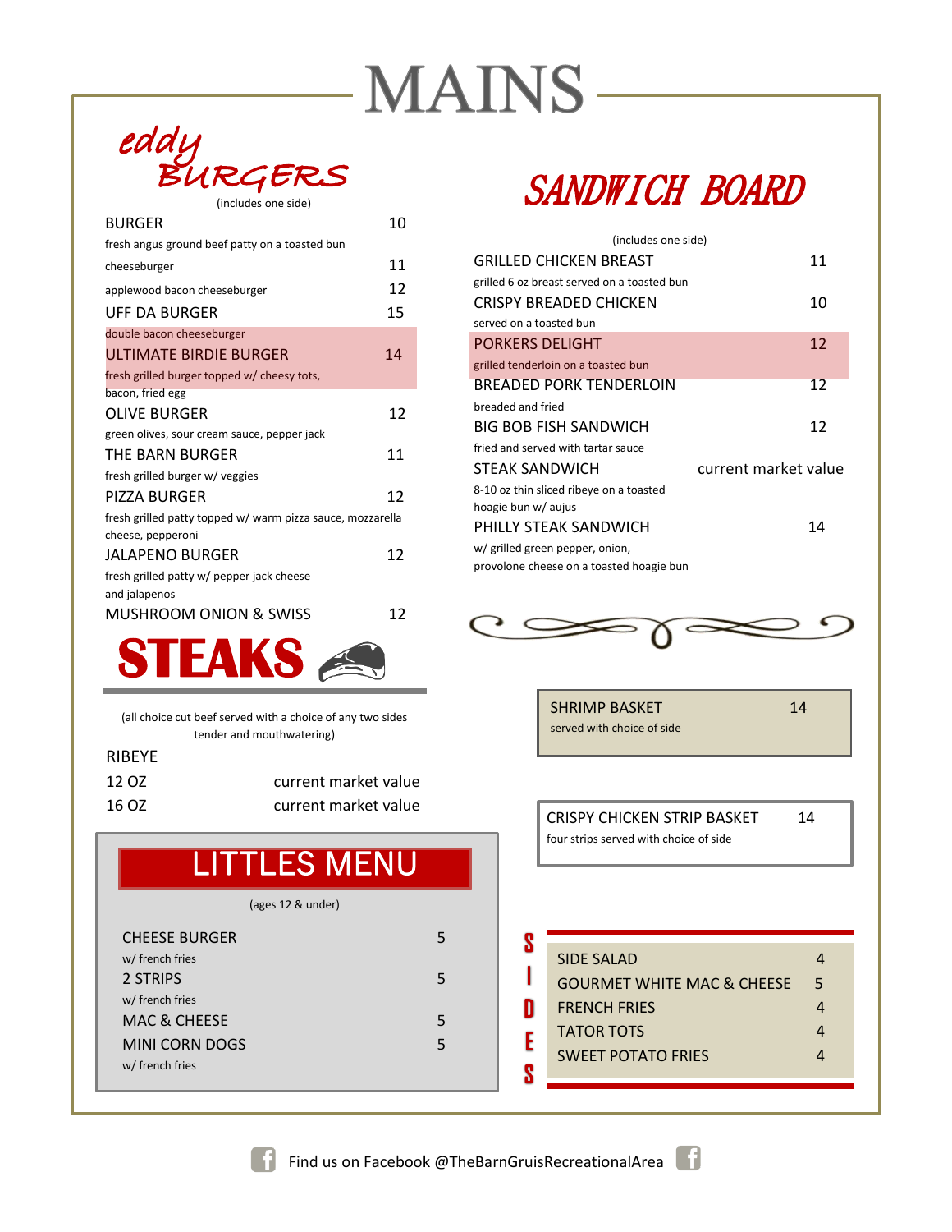# MAINS

## eddy BURGERS

(includes one side)

| Item | Price |
|---|---|
| BURGER<br>fresh angus ground beef patty on a toasted bun | 10 |
| cheeseburger | 11 |
| applewood bacon cheeseburger | 12 |
| UFF DA BURGER<br>double bacon cheeseburger | 15 |
| ULTIMATE BIRDIE BURGER<br>fresh grilled burger topped w/ cheesy tots, bacon, fried egg | 14 |
| OLIVE BURGER<br>green olives, sour cream sauce, pepper jack | 12 |
| THE BARN BURGER<br>fresh grilled burger w/ veggies | 11 |
| PIZZA BURGER<br>fresh grilled patty topped w/ warm pizza sauce, mozzarella cheese, pepperoni | 12 |
| JALAPENO BURGER<br>fresh grilled patty w/ pepper jack cheese and jalapenos | 12 |
| MUSHROOM ONION & SWISS | 12 |

## STEAKS

(all choice cut beef served with a choice of any two sides tender and mouthwatering)

RIBEYE

| Size | Price |
|---|---|
| 12 OZ | current market value |
| 16 OZ | current market value |

## LITTLES MENU

(ages 12 & under)

| Item | Price |
|---|---|
| CHEESE BURGER<br>w/ french fries | 5 |
| 2 STRIPS<br>w/ french fries | 5 |
| MAC & CHEESE | 5 |
| MINI CORN DOGS<br>w/ french fries | 5 |

## SANDWICH BOARD

(includes one side)

| Item | Price |
|---|---|
| GRILLED CHICKEN BREAST<br>grilled 6 oz breast served on a toasted bun | 11 |
| CRISPY BREADED CHICKEN<br>served on a toasted bun | 10 |
| PORKERS DELIGHT<br>grilled tenderloin on a toasted bun | 12 |
| BREADED PORK TENDERLOIN<br>breaded and fried | 12 |
| BIG BOB FISH SANDWICH<br>fried and served with tartar sauce | 12 |
| STEAK SANDWICH<br>8-10 oz thin sliced ribeye on a toasted hoagie bun w/ aujus | current market value |
| PHILLY STEAK SANDWICH<br>w/ grilled green pepper, onion, provolone cheese on a toasted hoagie bun | 14 |

| Item | Price |
|---|---|
| SHRIMP BASKET<br>served with choice of side | 14 |

| Item | Price |
|---|---|
| CRISPY CHICKEN STRIP BASKET<br>four strips served with choice of side | 14 |

## SIDES

| Item | Price |
|---|---|
| SIDE SALAD | 4 |
| GOURMET WHITE MAC & CHEESE | 5 |
| FRENCH FRIES | 4 |
| TATOR TOTS | 4 |
| SWEET POTATO FRIES | 4 |

Find us on Facebook @TheBarnGruisRecreationalArea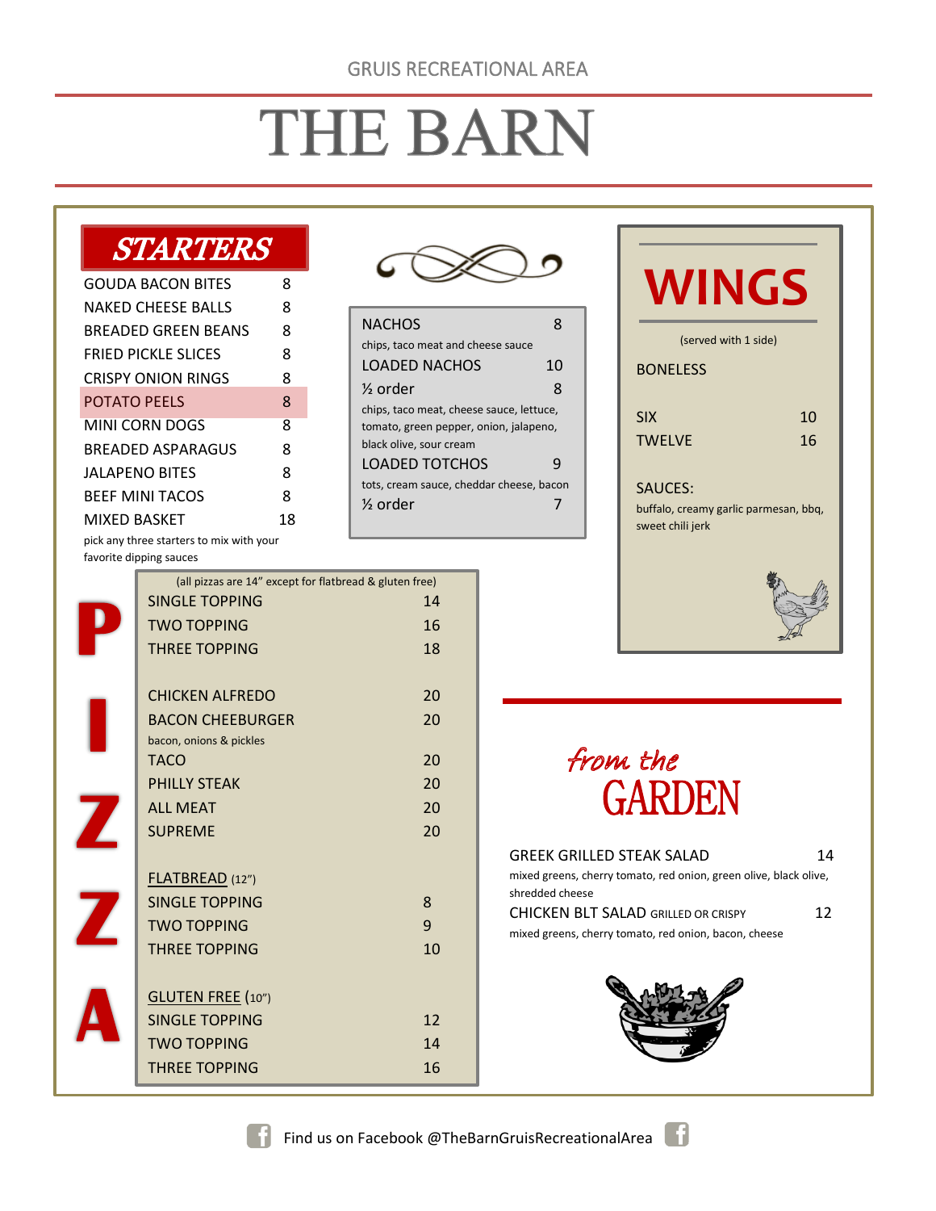GRUIS RECREATIONAL AREA

# THE BARN

## STARTERS

| | |
|---|---|
| GOUDA BACON BITES | 8 |
| NAKED CHEESE BALLS | 8 |
| BREADED GREEN BEANS | 8 |
| FRIED PICKLE SLICES | 8 |
| CRISPY ONION RINGS | 8 |
| POTATO PEELS | 8 |
| MINI CORN DOGS | 8 |
| BREADED ASPARAGUS | 8 |
| JALAPENO BITES | 8 |
| BEEF MINI TACOS | 8 |
| MIXED BASKET | 18 |

pick any three starters to mix with your favorite dipping sauces

| | |
|---|---|
| NACHOS | 8 |
| chips, taco meat and cheese sauce | |
| LOADED NACHOS | 10 |
| ½ order | 8 |
| chips, taco meat, cheese sauce, lettuce, tomato, green pepper, onion, jalapeno, black olive, sour cream | |
| LOADED TOTCHOS | 9 |
| tots, cream sauce, cheddar cheese, bacon | |
| ½ order | 7 |

## WINGS

(served with 1 side)

BONELESS

| | |
|---|---|
| SIX | 10 |
| TWELVE | 16 |

SAUCES:
buffalo, creamy garlic parmesan, bbq, sweet chili jerk

## PIZZA

(all pizzas are 14" except for flatbread & gluten free)

| | |
|---|---|
| SINGLE TOPPING | 14 |
| TWO TOPPING | 16 |
| THREE TOPPING | 18 |
| | |
| CHICKEN ALFREDO | 20 |
| BACON CHEEBURGER | 20 |
| bacon, onions & pickles | |
| TACO | 20 |
| PHILLY STEAK | 20 |
| ALL MEAT | 20 |
| SUPREME | 20 |

FLATBREAD (12")

| | |
|---|---|
| SINGLE TOPPING | 8 |
| TWO TOPPING | 9 |
| THREE TOPPING | 10 |

GLUTEN FREE (10")

| | |
|---|---|
| SINGLE TOPPING | 12 |
| TWO TOPPING | 14 |
| THREE TOPPING | 16 |

## from the GARDEN

| | |
|---|---|
| GREEK GRILLED STEAK SALAD | 14 |
| mixed greens, cherry tomato, red onion, green olive, black olive, shredded cheese | |
| CHICKEN BLT SALAD GRILLED OR CRISPY | 12 |
| mixed greens, cherry tomato, red onion, bacon, cheese | |

Find us on Facebook @TheBarnGruisRecreationalArea